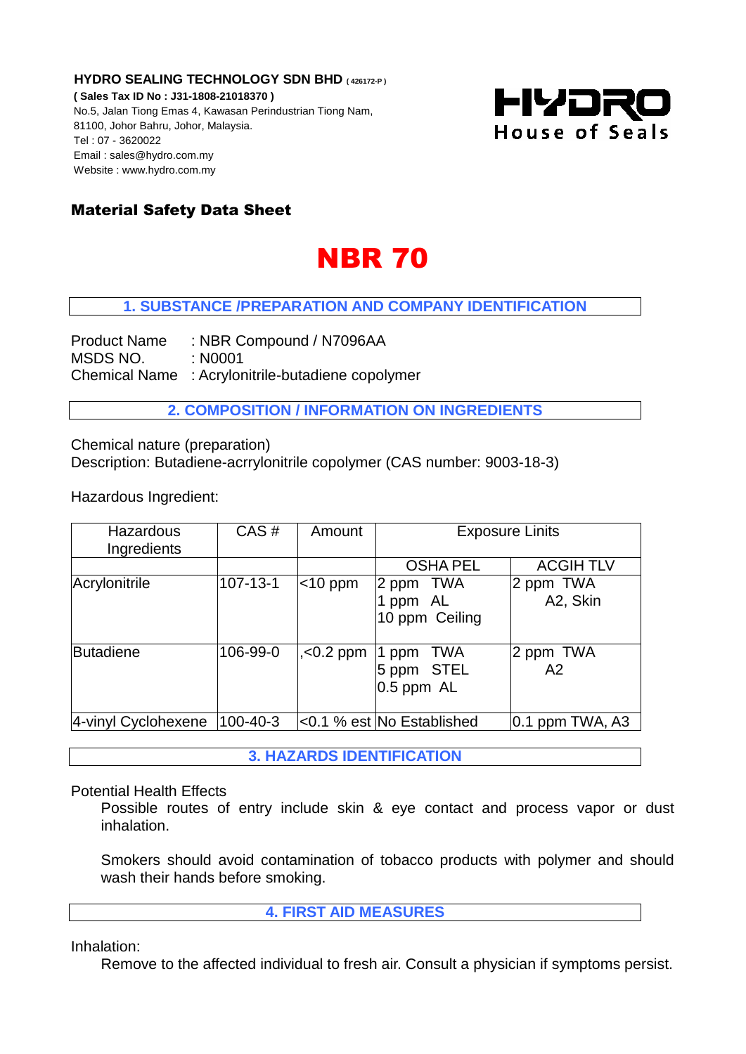**HYDRO SEALING TECHNOLOGY SDN BHD** ( 426172-P )
**( Sales Tax ID No : J31-1808-21018370 )**
No.5, Jalan Tiong Emas 4, Kawasan Perindustrian Tiong Nam,
81100, Johor Bahru, Johor, Malaysia.
Tel : 07 - 3620022
Email : sales@hydro.com.my
Website : www.hydro.com.my

HYDRO
House of Seals

## Material Safety Data Sheet

# NBR 70

## 1. SUBSTANCE /PREPARATION AND COMPANY IDENTIFICATION

Product Name : NBR Compound / N7096AA
MSDS NO. : N0001
Chemical Name : Acrylonitrile-butadiene copolymer

## 2. COMPOSITION / INFORMATION ON INGREDIENTS

Chemical nature (preparation)
Description: Butadiene-acrrylonitrile copolymer (CAS number: 9003-18-3)

Hazardous Ingredient:

| Hazardous Ingredients | CAS # | Amount | Exposure Linits | |
|---|---|---|---|---|
| | | | OSHA PEL | ACGIH TLV |
| Acrylonitrile | 107-13-1 | <10 ppm | 2 ppm TWA<br>1 ppm AL<br>10 ppm Ceiling | 2 ppm TWA<br>A2, Skin |
| Butadiene | 106-99-0 | ,<0.2 ppm | 1 ppm TWA<br>5 ppm STEL<br>0.5 ppm AL | 2 ppm TWA<br>A2 |
| 4-vinyl Cyclohexene | 100-40-3 | <0.1 % est | No Established | 0.1 ppm TWA, A3 |

## 3. HAZARDS IDENTIFICATION

Potential Health Effects

Possible routes of entry include skin & eye contact and process vapor or dust inhalation.

Smokers should avoid contamination of tobacco products with polymer and should wash their hands before smoking.

## 4. FIRST AID MEASURES

Inhalation:

Remove to the affected individual to fresh air. Consult a physician if symptoms persist.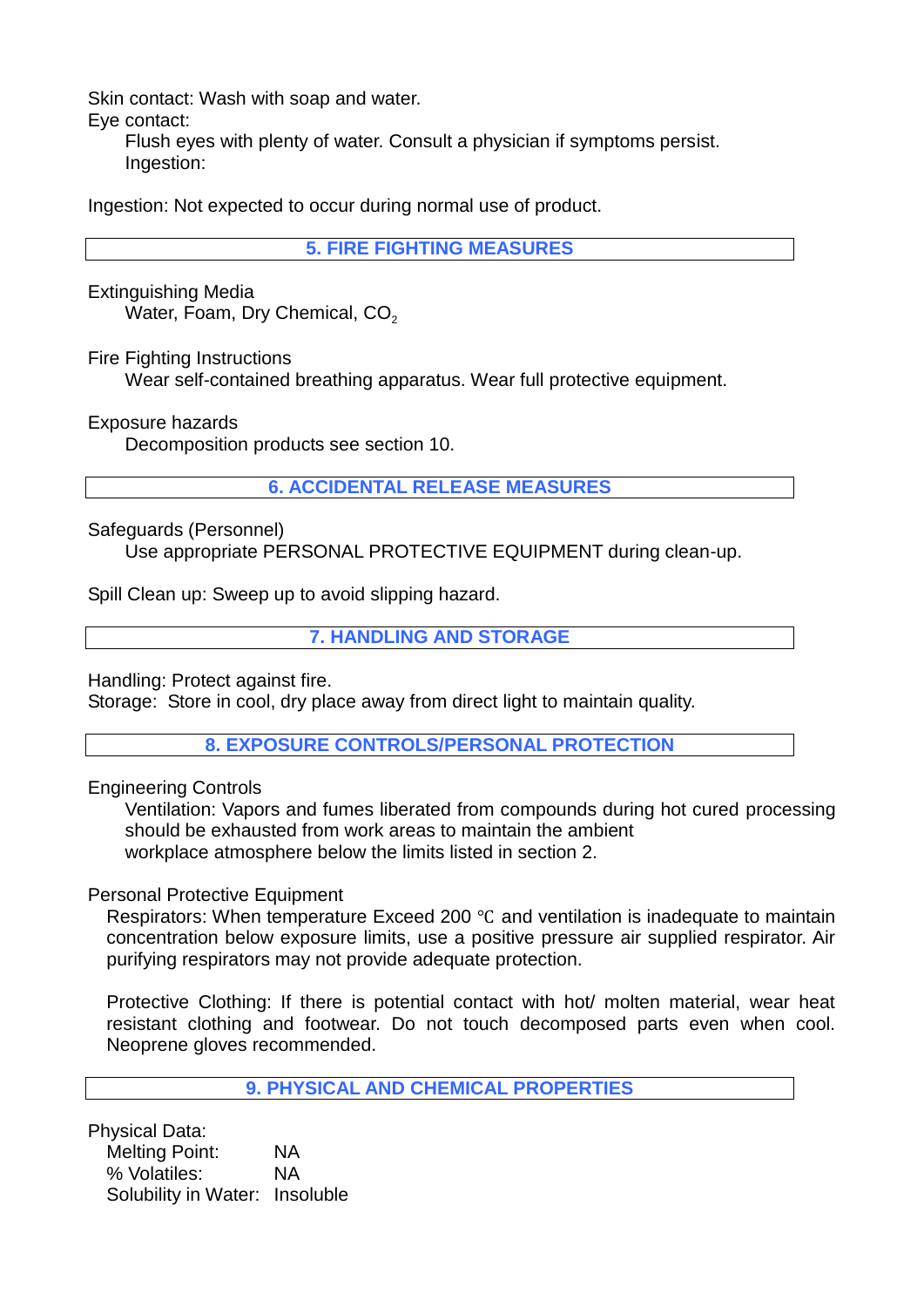Skin contact: Wash with soap and water.

Eye contact:

Flush eyes with plenty of water. Consult a physician if symptoms persist.

Ingestion:

Ingestion: Not expected to occur during normal use of product.

## 5. FIRE FIGHTING MEASURES

Extinguishing Media

Water, Foam, Dry Chemical, $CO_2$

Fire Fighting Instructions

Wear self-contained breathing apparatus. Wear full protective equipment.

Exposure hazards

Decomposition products see section 10.

## 6. ACCIDENTAL RELEASE MEASURES

Safeguards (Personnel)

Use appropriate PERSONAL PROTECTIVE EQUIPMENT during clean-up.

Spill Clean up: Sweep up to avoid slipping hazard.

## 7. HANDLING AND STORAGE

Handling: Protect against fire.

Storage: Store in cool, dry place away from direct light to maintain quality.

## 8. EXPOSURE CONTROLS/PERSONAL PROTECTION

Engineering Controls

Ventilation: Vapors and fumes liberated from compounds during hot cured processing should be exhausted from work areas to maintain the ambient workplace atmosphere below the limits listed in section 2.

Personal Protective Equipment

Respirators: When temperature Exceed 200 ℃ and ventilation is inadequate to maintain concentration below exposure limits, use a positive pressure air supplied respirator. Air purifying respirators may not provide adequate protection.

Protective Clothing: If there is potential contact with hot/ molten material, wear heat resistant clothing and footwear. Do not touch decomposed parts even when cool. Neoprene gloves recommended.

## 9. PHYSICAL AND CHEMICAL PROPERTIES

Physical Data:

| | |
|---|---|
| Melting Point: | NA |
| % Volatiles: | NA |
| Solubility in Water: | Insoluble |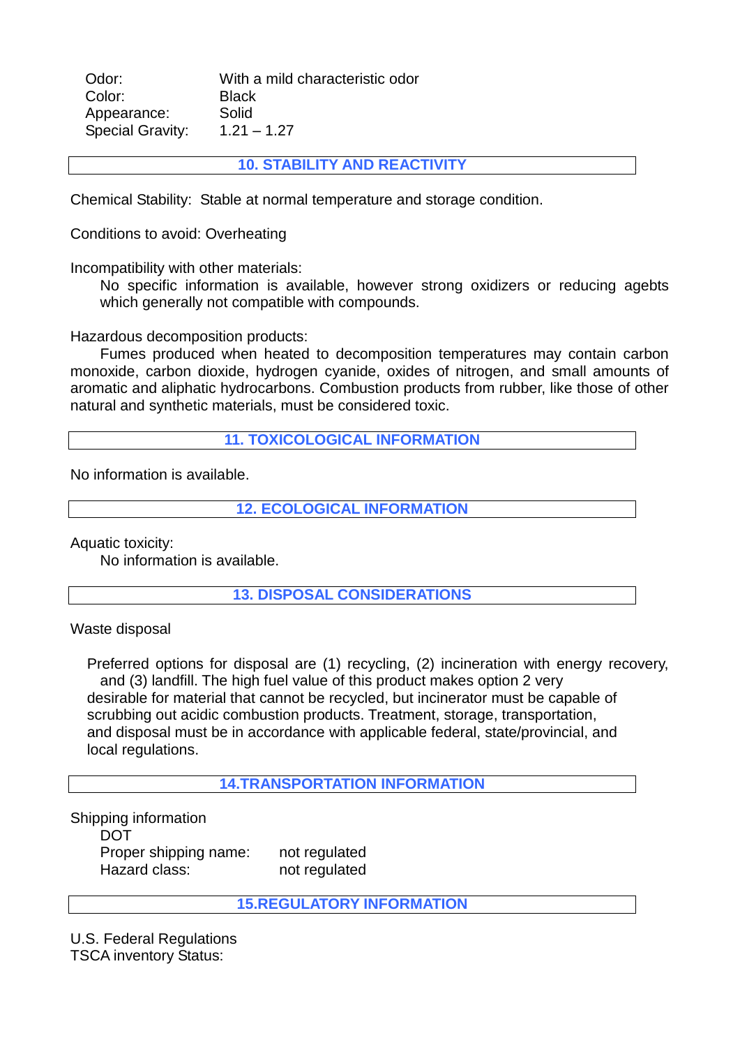| | |
|---|---|
| Odor: | With a mild characteristic odor |
| Color: | Black |
| Appearance: | Solid |
| Special Gravity: | 1.21 – 1.27 |

## 10. STABILITY AND REACTIVITY

Chemical Stability: Stable at normal temperature and storage condition.

Conditions to avoid: Overheating

Incompatibility with other materials:

No specific information is available, however strong oxidizers or reducing agebts which generally not compatible with compounds.

Hazardous decomposition products:

Fumes produced when heated to decomposition temperatures may contain carbon monoxide, carbon dioxide, hydrogen cyanide, oxides of nitrogen, and small amounts of aromatic and aliphatic hydrocarbons. Combustion products from rubber, like those of other natural and synthetic materials, must be considered toxic.

## 11. TOXICOLOGICAL INFORMATION

No information is available.

## 12. ECOLOGICAL INFORMATION

Aquatic toxicity:

No information is available.

## 13. DISPOSAL CONSIDERATIONS

Waste disposal

Preferred options for disposal are (1) recycling, (2) incineration with energy recovery, and (3) landfill. The high fuel value of this product makes option 2 very desirable for material that cannot be recycled, but incinerator must be capable of scrubbing out acidic combustion products. Treatment, storage, transportation, and disposal must be in accordance with applicable federal, state/provincial, and local regulations.

## 14.TRANSPORTATION INFORMATION

Shipping information

DOT

| | |
|---|---|
| Proper shipping name: | not regulated |
| Hazard class: | not regulated |

## 15.REGULATORY INFORMATION

U.S. Federal Regulations

TSCA inventory Status: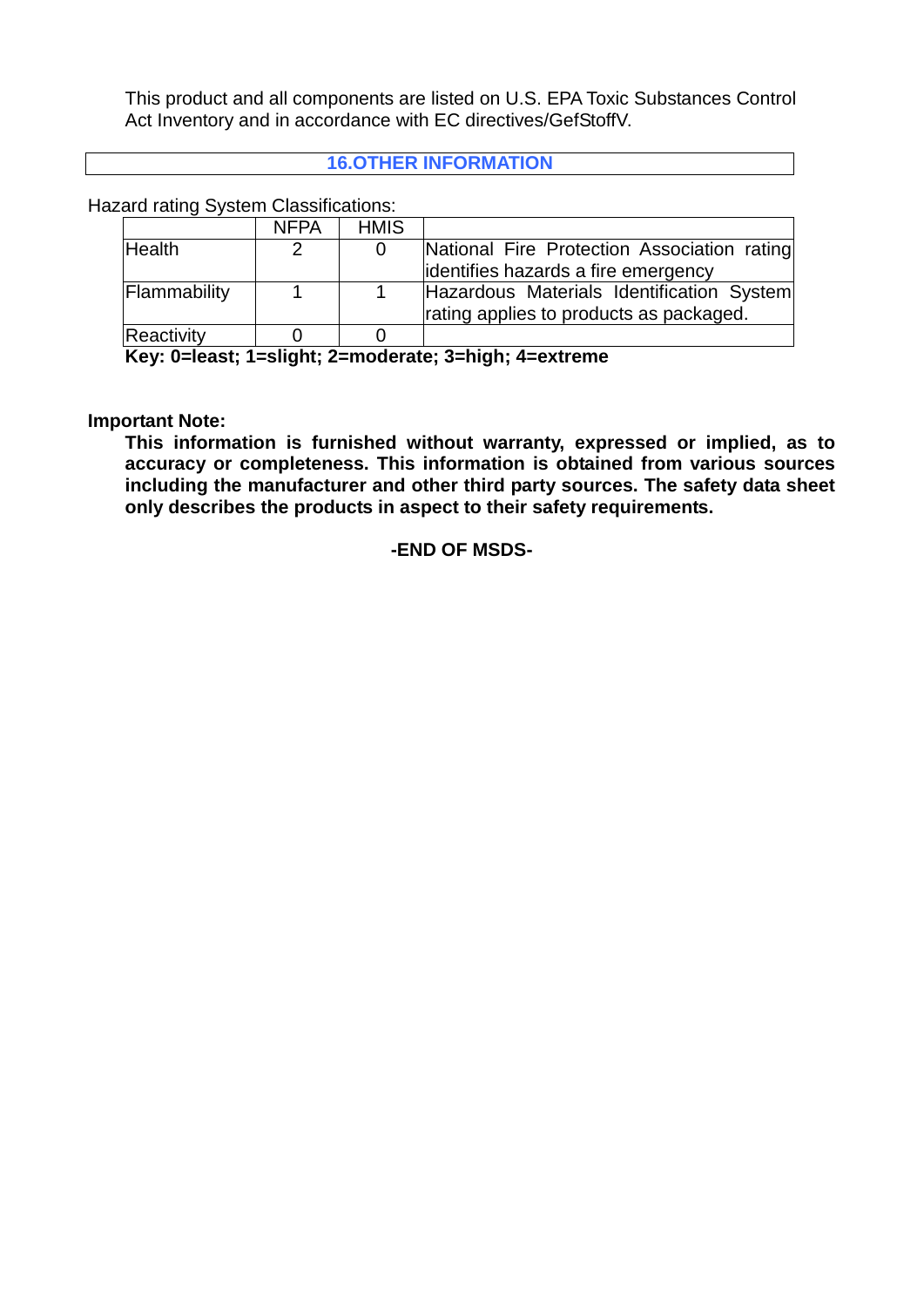This product and all components are listed on U.S. EPA Toxic Substances Control Act Inventory and in accordance with EC directives/GefStoffV.

## 16.OTHER INFORMATION

Hazard rating System Classifications:

| | NFPA | HMIS | |
|---|---|---|---|
| Health | 2 | 0 | National Fire Protection Association rating identifies hazards a fire emergency |
| Flammability | 1 | 1 | Hazardous Materials Identification System rating applies to products as packaged. |
| Reactivity | 0 | 0 | |

**Key: 0=least; 1=slight; 2=moderate; 3=high; 4=extreme**

**Important Note:**

**This information is furnished without warranty, expressed or implied, as to accuracy or completeness. This information is obtained from various sources including the manufacturer and other third party sources. The safety data sheet only describes the products in aspect to their safety requirements.**

**-END OF MSDS-**